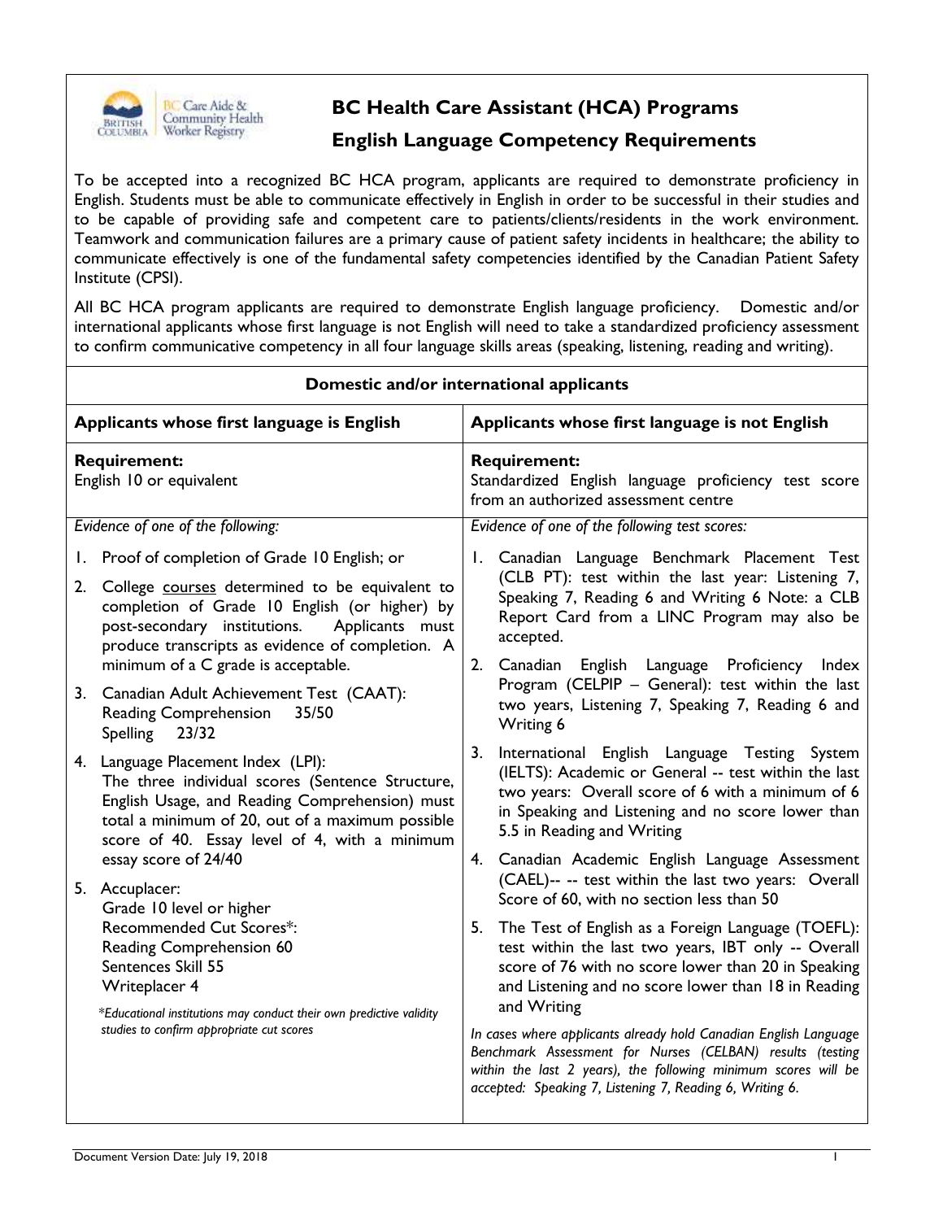# BC Health Care Assistant (HCA) Programs

## English Language Competency Requirements

To be accepted into a recognized BC HCA program, applicants are required to demonstrate proficiency in English. Students must be able to communicate effectively in English in order to be successful in their studies and to be capable of providing safe and competent care to patients/clients/residents in the work environment. Teamwork and communication failures are a primary cause of patient safety incidents in healthcare; the ability to communicate effectively is one of the fundamental safety competencies identified by the Canadian Patient Safety Institute (CPSI).

All BC HCA program applicants are required to demonstrate English language proficiency. Domestic and/or international applicants whose first language is not English will need to take a standardized proficiency assessment to confirm communicative competency in all four language skills areas (speaking, listening, reading and writing).

| **Domestic and/or international applicants** | |
|---|---|
| **Applicants whose first language is English** | **Applicants whose first language is not English** |
| **Requirement:**<br>English 10 or equivalent | **Requirement:**<br>Standardized English language proficiency test score from an authorized assessment centre |
| *Evidence of one of the following:*<br><br>1. Proof of completion of Grade 10 English; or<br>2. College courses determined to be equivalent to completion of Grade 10 English (or higher) by post-secondary institutions. Applicants must produce transcripts as evidence of completion. A minimum of a C grade is acceptable.<br>3. Canadian Adult Achievement Test (CAAT):<br>Reading Comprehension 35/50<br>Spelling 23/32<br>4. Language Placement Index (LPI):<br>The three individual scores (Sentence Structure, English Usage, and Reading Comprehension) must total a minimum of 20, out of a maximum possible score of 40. Essay level of 4, with a minimum essay score of 24/40<br>5. Accuplacer:<br>Grade 10 level or higher<br>Recommended Cut Scores*:<br>Reading Comprehension 60<br>Sentences Skill 55<br>Writeplacer 4<br><br>*\*Educational institutions may conduct their own predictive validity studies to confirm appropriate cut scores* | *Evidence of one of the following test scores:*<br><br>1. Canadian Language Benchmark Placement Test (CLB PT): test within the last year: Listening 7, Speaking 7, Reading 6 and Writing 6 Note: a CLB Report Card from a LINC Program may also be accepted.<br>2. Canadian English Language Proficiency Index Program (CELPIP – General): test within the last two years, Listening 7, Speaking 7, Reading 6 and Writing 6<br>3. International English Language Testing System (IELTS): Academic or General -- test within the last two years: Overall score of 6 with a minimum of 6 in Speaking and Listening and no score lower than 5.5 in Reading and Writing<br>4. Canadian Academic English Language Assessment (CAEL)-- -- test within the last two years: Overall Score of 60, with no section less than 50<br>5. The Test of English as a Foreign Language (TOEFL): test within the last two years, IBT only -- Overall score of 76 with no score lower than 20 in Speaking and Listening and no score lower than 18 in Reading and Writing<br><br>*In cases where applicants already hold Canadian English Language Benchmark Assessment for Nurses (CELBAN) results (testing within the last 2 years), the following minimum scores will be accepted: Speaking 7, Listening 7, Reading 6, Writing 6.* |

Document Version Date: July 19, 2018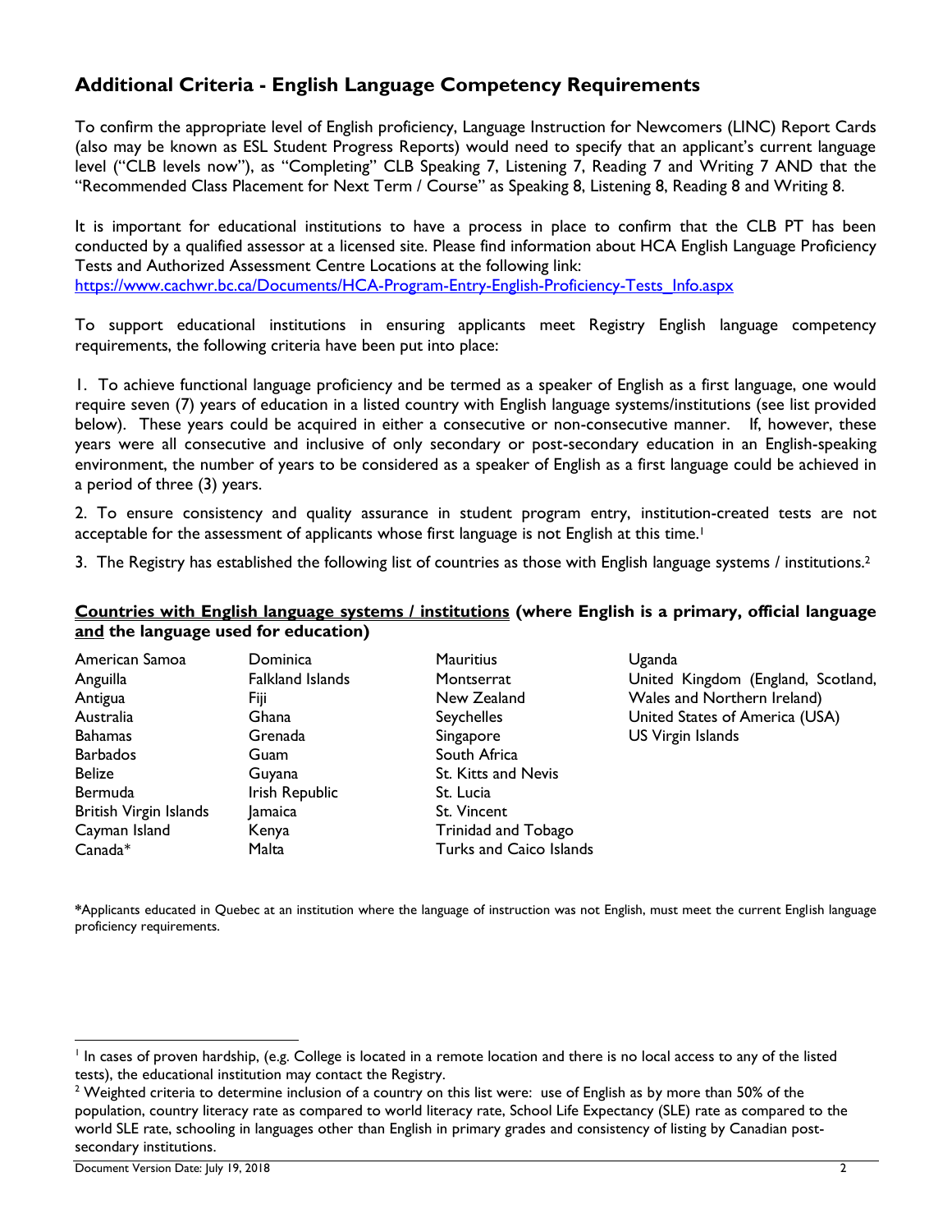## Additional Criteria - English Language Competency Requirements

To confirm the appropriate level of English proficiency, Language Instruction for Newcomers (LINC) Report Cards (also may be known as ESL Student Progress Reports) would need to specify that an applicant's current language level ("CLB levels now"), as "Completing" CLB Speaking 7, Listening 7, Reading 7 and Writing 7 AND that the "Recommended Class Placement for Next Term / Course" as Speaking 8, Listening 8, Reading 8 and Writing 8.

It is important for educational institutions to have a process in place to confirm that the CLB PT has been conducted by a qualified assessor at a licensed site. Please find information about HCA English Language Proficiency Tests and Authorized Assessment Centre Locations at the following link:
https://www.cachwr.bc.ca/Documents/HCA-Program-Entry-English-Proficiency-Tests_Info.aspx

To support educational institutions in ensuring applicants meet Registry English language competency requirements, the following criteria have been put into place:

1. To achieve functional language proficiency and be termed as a speaker of English as a first language, one would require seven (7) years of education in a listed country with English language systems/institutions (see list provided below). These years could be acquired in either a consecutive or non-consecutive manner. If, however, these years were all consecutive and inclusive of only secondary or post-secondary education in an English-speaking environment, the number of years to be considered as a speaker of English as a first language could be achieved in a period of three (3) years.

2. To ensure consistency and quality assurance in student program entry, institution-created tests are not acceptable for the assessment of applicants whose first language is not English at this time.[1]

3. The Registry has established the following list of countries as those with English language systems / institutions.[2]

**Countries with English language systems / institutions (where English is a primary, official language and the language used for education)**

American Samoa
Anguilla
Antigua
Australia
Bahamas
Barbados
Belize
Bermuda
British Virgin Islands
Cayman Island
Canada*
Dominica
Falkland Islands
Fiji
Ghana
Grenada
Guam
Guyana
Irish Republic
Jamaica
Kenya
Malta
Mauritius
Montserrat
New Zealand
Seychelles
Singapore
South Africa
St. Kitts and Nevis
St. Lucia
St. Vincent
Trinidad and Tobago
Turks and Caico Islands
Uganda
United Kingdom (England, Scotland, Wales and Northern Ireland)
United States of America (USA)
US Virgin Islands

*Applicants educated in Quebec at an institution where the language of instruction was not English, must meet the current English language proficiency requirements.

[1] In cases of proven hardship, (e.g. College is located in a remote location and there is no local access to any of the listed tests), the educational institution may contact the Registry.

[2] Weighted criteria to determine inclusion of a country on this list were: use of English as by more than 50% of the population, country literacy rate as compared to world literacy rate, School Life Expectancy (SLE) rate as compared to the world SLE rate, schooling in languages other than English in primary grades and consistency of listing by Canadian post-secondary institutions.

Document Version Date: July 19, 2018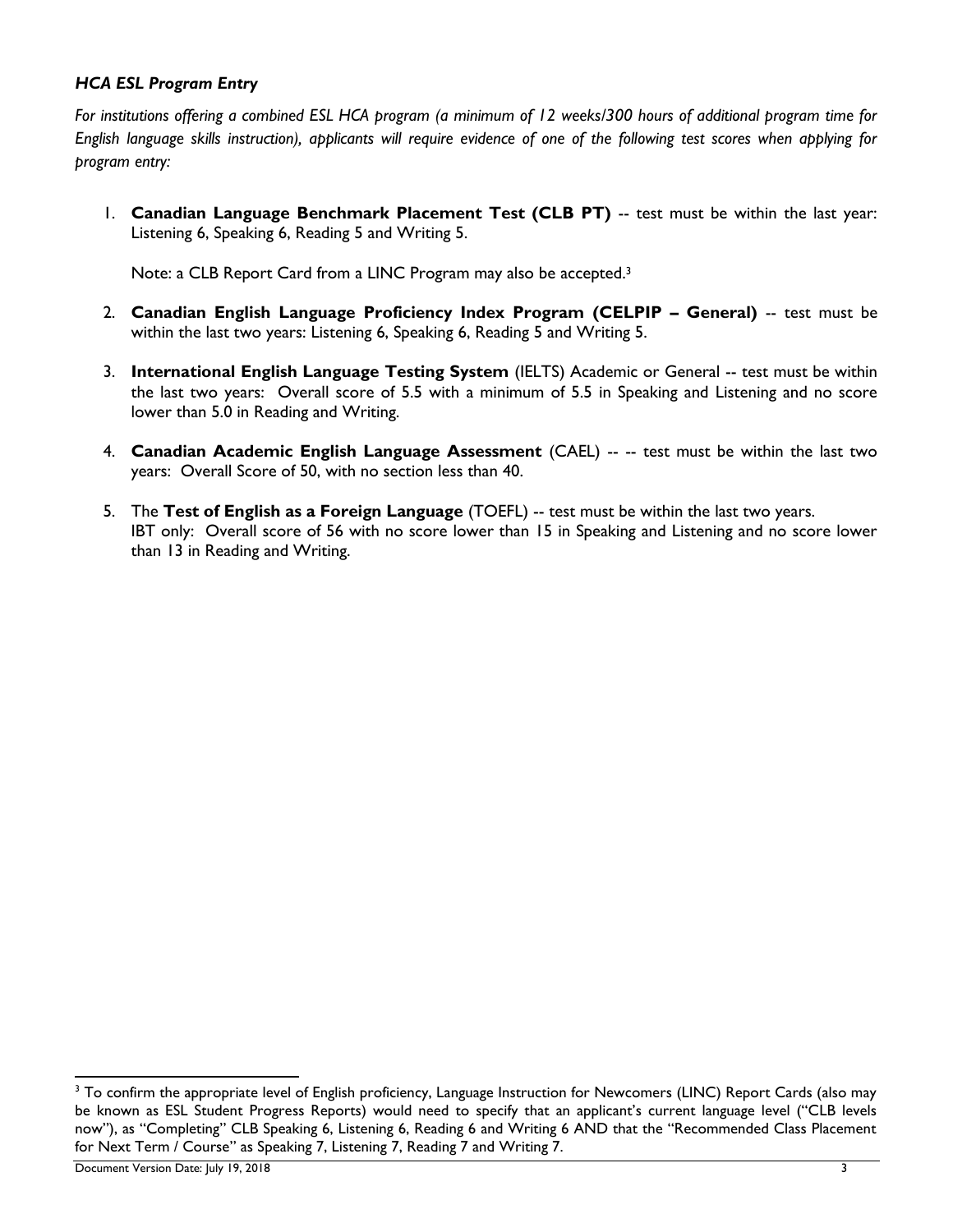### *HCA ESL Program Entry*

*For institutions offering a combined ESL HCA program (a minimum of 12 weeks/300 hours of additional program time for English language skills instruction), applicants will require evidence of one of the following test scores when applying for program entry:*

1. **Canadian Language Benchmark Placement Test (CLB PT)** -- test must be within the last year: Listening 6, Speaking 6, Reading 5 and Writing 5.

   Note: a CLB Report Card from a LINC Program may also be accepted.[3]

2. **Canadian English Language Proficiency Index Program (CELPIP – General)** -- test must be within the last two years: Listening 6, Speaking 6, Reading 5 and Writing 5.

3. **International English Language Testing System** (IELTS) Academic or General -- test must be within the last two years: Overall score of 5.5 with a minimum of 5.5 in Speaking and Listening and no score lower than 5.0 in Reading and Writing.

4. **Canadian Academic English Language Assessment** (CAEL) -- -- test must be within the last two years: Overall Score of 50, with no section less than 40.

5. The **Test of English as a Foreign Language** (TOEFL) -- test must be within the last two years.
   IBT only: Overall score of 56 with no score lower than 15 in Speaking and Listening and no score lower than 13 in Reading and Writing.

---

[3] To confirm the appropriate level of English proficiency, Language Instruction for Newcomers (LINC) Report Cards (also may be known as ESL Student Progress Reports) would need to specify that an applicant's current language level ("CLB levels now"), as "Completing" CLB Speaking 6, Listening 6, Reading 6 and Writing 6 AND that the "Recommended Class Placement for Next Term / Course" as Speaking 7, Listening 7, Reading 7 and Writing 7.

Document Version Date: July 19, 2018